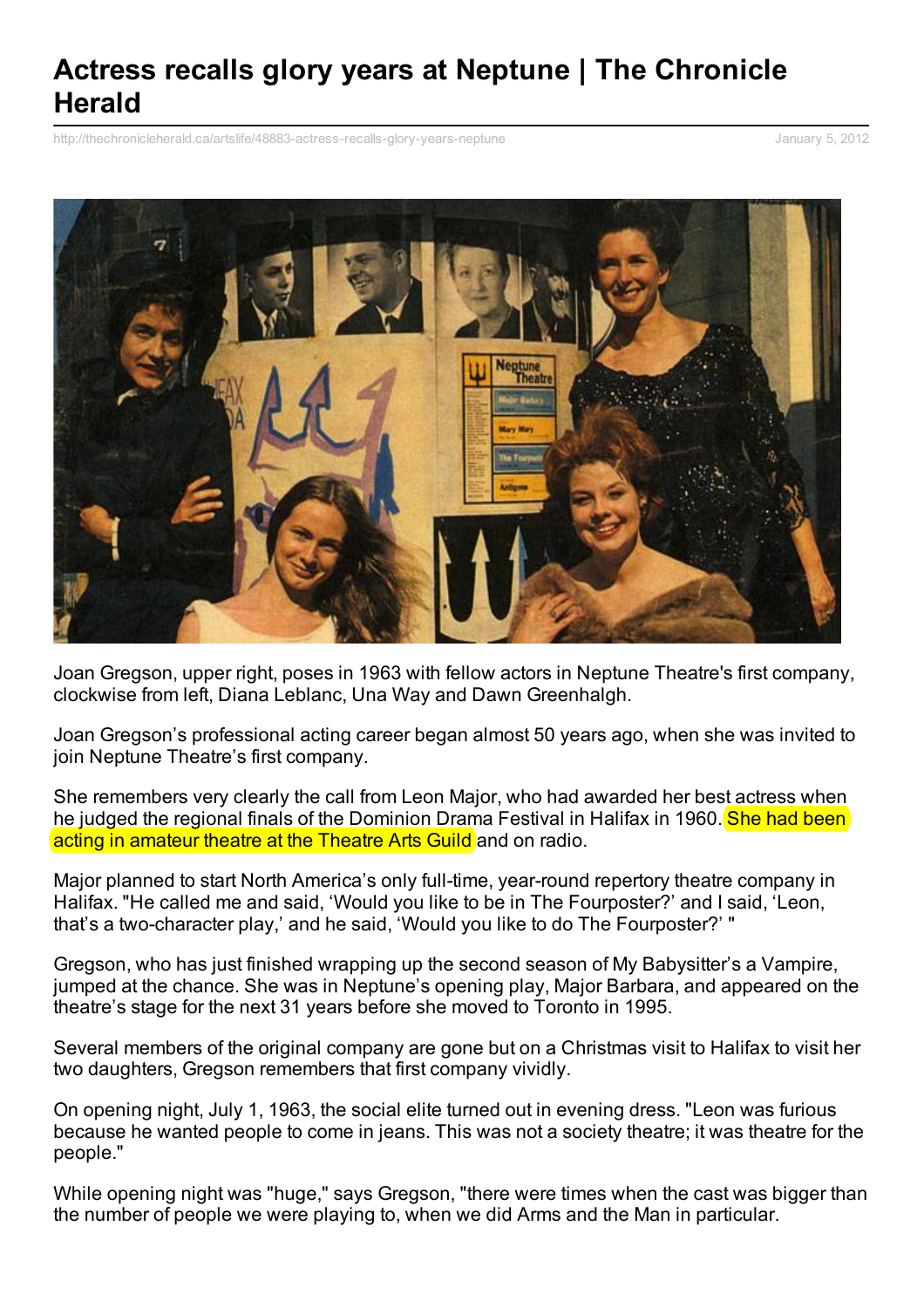# Actress recalls glory years at Neptune | The Chronicle Herald

http://thechronicleherald.ca/artslife/48883-actress-recalls-glory-years-neptune

January 5, 2012

Joan Gregson, upper right, poses in 1963 with fellow actors in Neptune Theatre's first company, clockwise from left, Diana Leblanc, Una Way and Dawn Greenhalgh.

Joan Gregson's professional acting career began almost 50 years ago, when she was invited to join Neptune Theatre's first company.

She remembers very clearly the call from Leon Major, who had awarded her best actress when he judged the regional finals of the Dominion Drama Festival in Halifax in 1960. She had been acting in amateur theatre at the Theatre Arts Guild and on radio.

Major planned to start North America's only full-time, year-round repertory theatre company in Halifax. "He called me and said, 'Would you like to be in The Fourposter?' and I said, 'Leon, that's a two-character play,' and he said, 'Would you like to do The Fourposter?' "

Gregson, who has just finished wrapping up the second season of My Babysitter's a Vampire, jumped at the chance. She was in Neptune's opening play, Major Barbara, and appeared on the theatre's stage for the next 31 years before she moved to Toronto in 1995.

Several members of the original company are gone but on a Christmas visit to Halifax to visit her two daughters, Gregson remembers that first company vividly.

On opening night, July 1, 1963, the social elite turned out in evening dress. "Leon was furious because he wanted people to come in jeans. This was not a society theatre; it was theatre for the people."

While opening night was "huge," says Gregson, "there were times when the cast was bigger than the number of people we were playing to, when we did Arms and the Man in particular.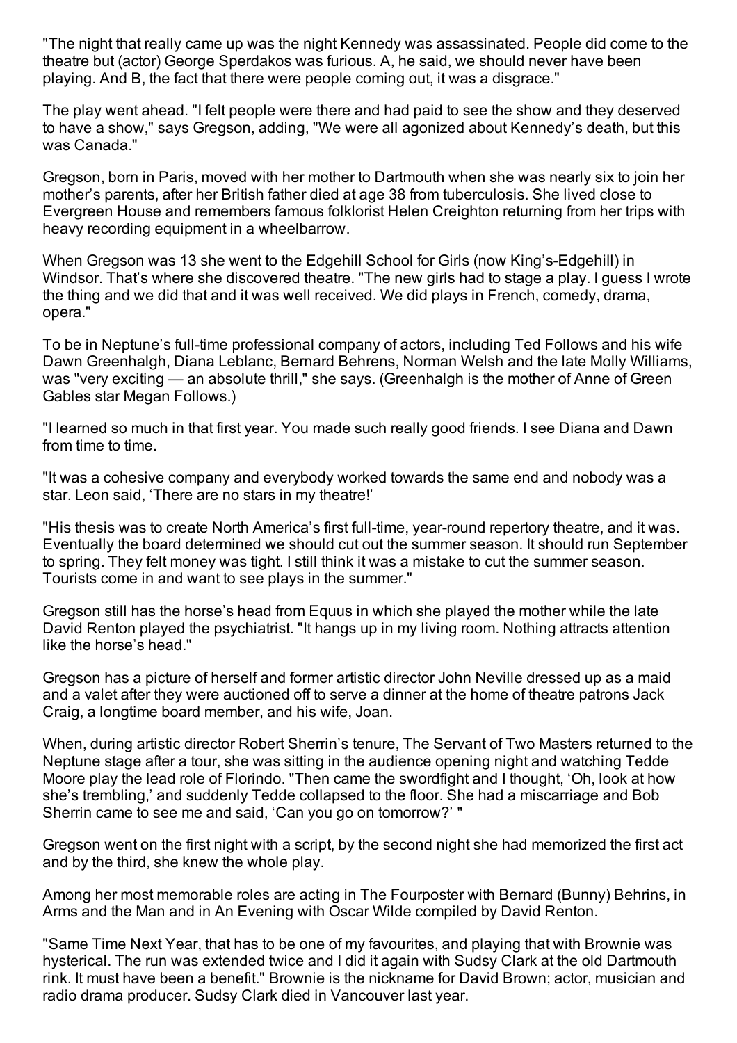"The night that really came up was the night Kennedy was assassinated. People did come to the theatre but (actor) George Sperdakos was furious. A, he said, we should never have been playing. And B, the fact that there were people coming out, it was a disgrace."

The play went ahead. "I felt people were there and had paid to see the show and they deserved to have a show," says Gregson, adding, "We were all agonized about Kennedy's death, but this was Canada."

Gregson, born in Paris, moved with her mother to Dartmouth when she was nearly six to join her mother's parents, after her British father died at age 38 from tuberculosis. She lived close to Evergreen House and remembers famous folklorist Helen Creighton returning from her trips with heavy recording equipment in a wheelbarrow.

When Gregson was 13 she went to the Edgehill School for Girls (now King's-Edgehill) in Windsor. That's where she discovered theatre. "The new girls had to stage a play. I guess I wrote the thing and we did that and it was well received. We did plays in French, comedy, drama, opera."

To be in Neptune's full-time professional company of actors, including Ted Follows and his wife Dawn Greenhalgh, Diana Leblanc, Bernard Behrens, Norman Welsh and the late Molly Williams, was "very exciting — an absolute thrill," she says. (Greenhalgh is the mother of Anne of Green Gables star Megan Follows.)

"I learned so much in that first year. You made such really good friends. I see Diana and Dawn from time to time.

"It was a cohesive company and everybody worked towards the same end and nobody was a star. Leon said, 'There are no stars in my theatre!'

"His thesis was to create North America's first full-time, year-round repertory theatre, and it was. Eventually the board determined we should cut out the summer season. It should run September to spring. They felt money was tight. I still think it was a mistake to cut the summer season. Tourists come in and want to see plays in the summer."

Gregson still has the horse's head from Equus in which she played the mother while the late David Renton played the psychiatrist. "It hangs up in my living room. Nothing attracts attention like the horse's head."

Gregson has a picture of herself and former artistic director John Neville dressed up as a maid and a valet after they were auctioned off to serve a dinner at the home of theatre patrons Jack Craig, a longtime board member, and his wife, Joan.

When, during artistic director Robert Sherrin's tenure, The Servant of Two Masters returned to the Neptune stage after a tour, she was sitting in the audience opening night and watching Tedde Moore play the lead role of Florindo. "Then came the swordfight and I thought, 'Oh, look at how she's trembling,' and suddenly Tedde collapsed to the floor. She had a miscarriage and Bob Sherrin came to see me and said, 'Can you go on tomorrow?' "

Gregson went on the first night with a script, by the second night she had memorized the first act and by the third, she knew the whole play.

Among her most memorable roles are acting in The Fourposter with Bernard (Bunny) Behrins, in Arms and the Man and in An Evening with Oscar Wilde compiled by David Renton.

"Same Time Next Year, that has to be one of my favourites, and playing that with Brownie was hysterical. The run was extended twice and I did it again with Sudsy Clark at the old Dartmouth rink. It must have been a benefit." Brownie is the nickname for David Brown; actor, musician and radio drama producer. Sudsy Clark died in Vancouver last year.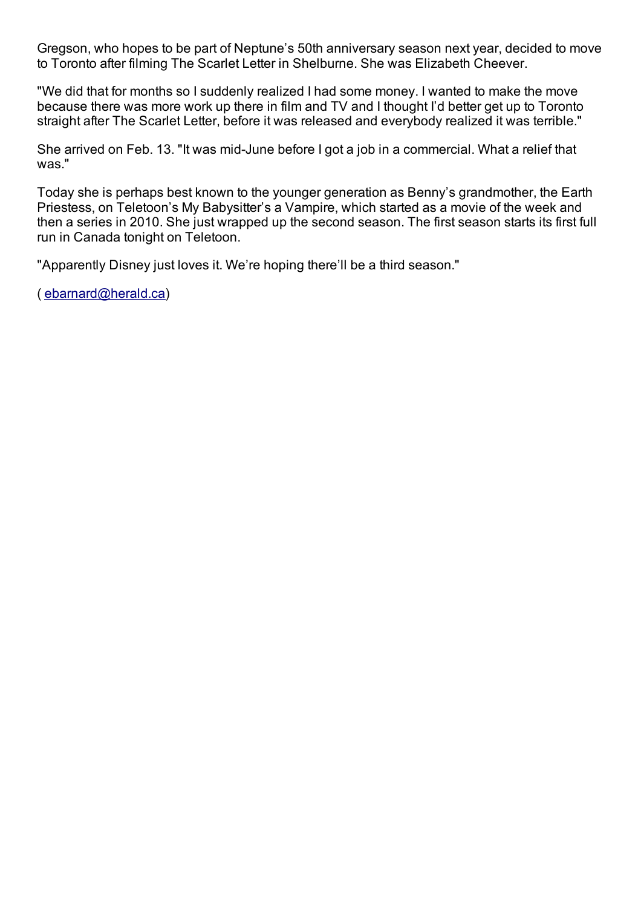Gregson, who hopes to be part of Neptune's 50th anniversary season next year, decided to move to Toronto after filming The Scarlet Letter in Shelburne. She was Elizabeth Cheever.

"We did that for months so I suddenly realized I had some money. I wanted to make the move because there was more work up there in film and TV and I thought I'd better get up to Toronto straight after The Scarlet Letter, before it was released and everybody realized it was terrible."

She arrived on Feb. 13. "It was mid-June before I got a job in a commercial. What a relief that was."

Today she is perhaps best known to the younger generation as Benny's grandmother, the Earth Priestess, on Teletoon's My Babysitter's a Vampire, which started as a movie of the week and then a series in 2010. She just wrapped up the second season. The first season starts its first full run in Canada tonight on Teletoon.

"Apparently Disney just loves it. We're hoping there'll be a third season."

( ebarnard@herald.ca)